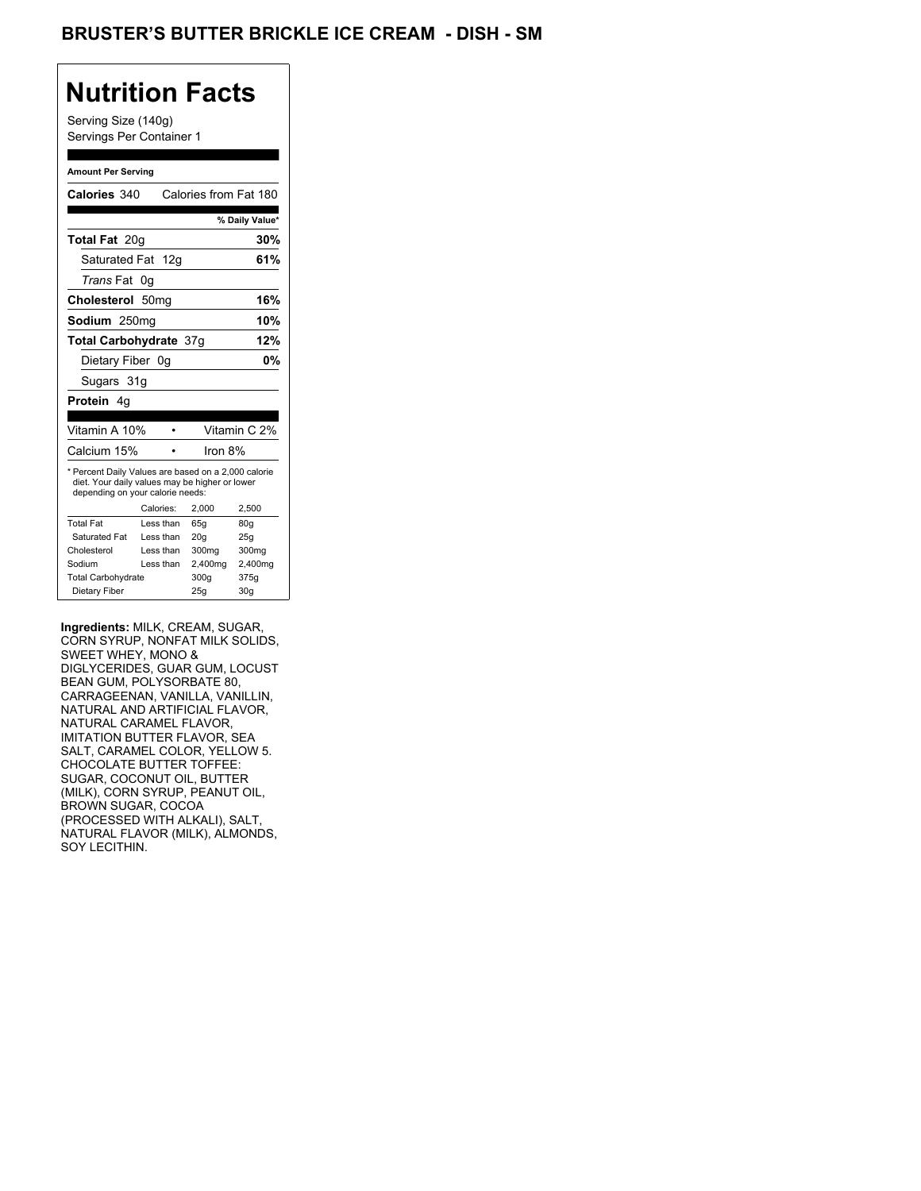# BRUSTER'S BUTTER BRICKLE ICE CREAM - DISH - SM

## Nutrition Facts

Serving Size (140g)
Servings Per Container 1

**Amount Per Serving**

**Calories** 340 Calories from Fat 180

| | % Daily Value* |
|---|---|
| **Total Fat** 20g | **30%** |
| Saturated Fat 12g | **61%** |
| *Trans* Fat 0g | |
| **Cholesterol** 50mg | **16%** |
| **Sodium** 250mg | **10%** |
| **Total Carbohydrate** 37g | **12%** |
| Dietary Fiber 0g | **0%** |
| Sugars 31g | |
| **Protein** 4g | |

| | |
|---|---|
| Vitamin A 10% | Vitamin C 2% |
| Calcium 15% | Iron 8% |

* Percent Daily Values are based on a 2,000 calorie diet. Your daily values may be higher or lower depending on your calorie needs:

| | Calories: | 2,000 | 2,500 |
|---|---|---|---|
| Total Fat | Less than | 65g | 80g |
| Saturated Fat | Less than | 20g | 25g |
| Cholesterol | Less than | 300mg | 300mg |
| Sodium | Less than | 2,400mg | 2,400mg |
| Total Carbohydrate | | 300g | 375g |
| Dietary Fiber | | 25g | 30g |

**Ingredients:** MILK, CREAM, SUGAR, CORN SYRUP, NONFAT MILK SOLIDS, SWEET WHEY, MONO & DIGLYCERIDES, GUAR GUM, LOCUST BEAN GUM, POLYSORBATE 80, CARRAGEENAN, VANILLA, VANILLIN, NATURAL AND ARTIFICIAL FLAVOR, NATURAL CARAMEL FLAVOR, IMITATION BUTTER FLAVOR, SEA SALT, CARAMEL COLOR, YELLOW 5. CHOCOLATE BUTTER TOFFEE: SUGAR, COCONUT OIL, BUTTER (MILK), CORN SYRUP, PEANUT OIL, BROWN SUGAR, COCOA (PROCESSED WITH ALKALI), SALT, NATURAL FLAVOR (MILK), ALMONDS, SOY LECITHIN.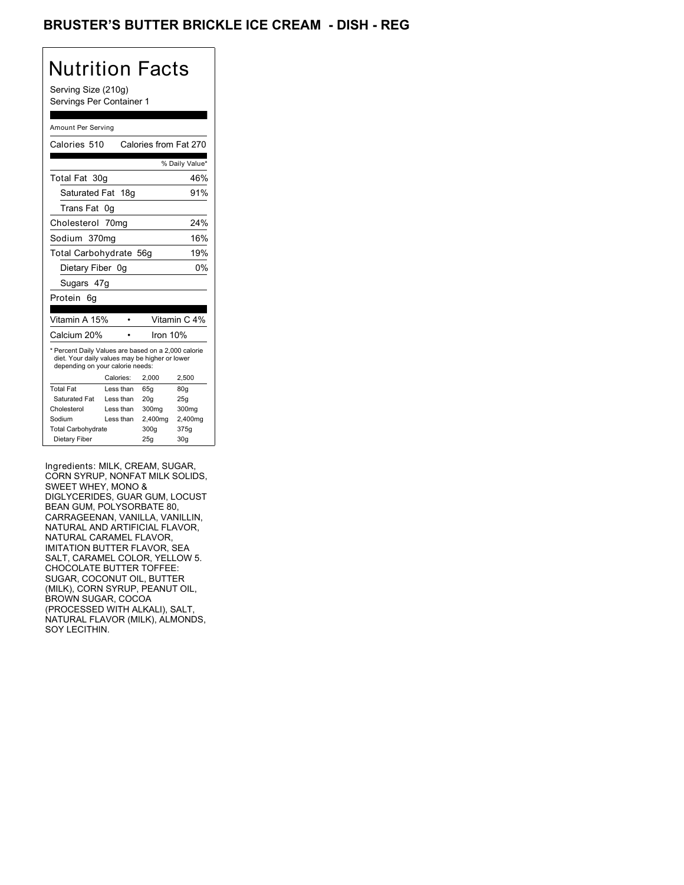# BRUSTER'S BUTTER BRICKLE ICE CREAM - DISH - REG

## Nutrition Facts

Serving Size (210g)
Servings Per Container 1

Amount Per Serving

| Calories 510 | Calories from Fat 270 |
|---|---|
| | % Daily Value* |
| Total Fat 30g | 46% |
| Saturated Fat 18g | 91% |
| Trans Fat 0g | |
| Cholesterol 70mg | 24% |
| Sodium 370mg | 16% |
| Total Carbohydrate 56g | 19% |
| Dietary Fiber 0g | 0% |
| Sugars 47g | |
| Protein 6g | |

| Vitamin A 15% | • | Vitamin C 4% |
|---|---|---|
| Calcium 20% | • | Iron 10% |

* Percent Daily Values are based on a 2,000 calorie diet. Your daily values may be higher or lower depending on your calorie needs:

| | Calories: | 2,000 | 2,500 |
|---|---|---|---|
| Total Fat | Less than | 65g | 80g |
| Saturated Fat | Less than | 20g | 25g |
| Cholesterol | Less than | 300mg | 300mg |
| Sodium | Less than | 2,400mg | 2,400mg |
| Total Carbohydrate | | 300g | 375g |
| Dietary Fiber | | 25g | 30g |

Ingredients: MILK, CREAM, SUGAR, CORN SYRUP, NONFAT MILK SOLIDS, SWEET WHEY, MONO & DIGLYCERIDES, GUAR GUM, LOCUST BEAN GUM, POLYSORBATE 80, CARRAGEENAN, VANILLA, VANILLIN, NATURAL AND ARTIFICIAL FLAVOR, NATURAL CARAMEL FLAVOR, IMITATION BUTTER FLAVOR, SEA SALT, CARAMEL COLOR, YELLOW 5. CHOCOLATE BUTTER TOFFEE: SUGAR, COCONUT OIL, BUTTER (MILK), CORN SYRUP, PEANUT OIL, BROWN SUGAR, COCOA (PROCESSED WITH ALKALI), SALT, NATURAL FLAVOR (MILK), ALMONDS, SOY LECITHIN.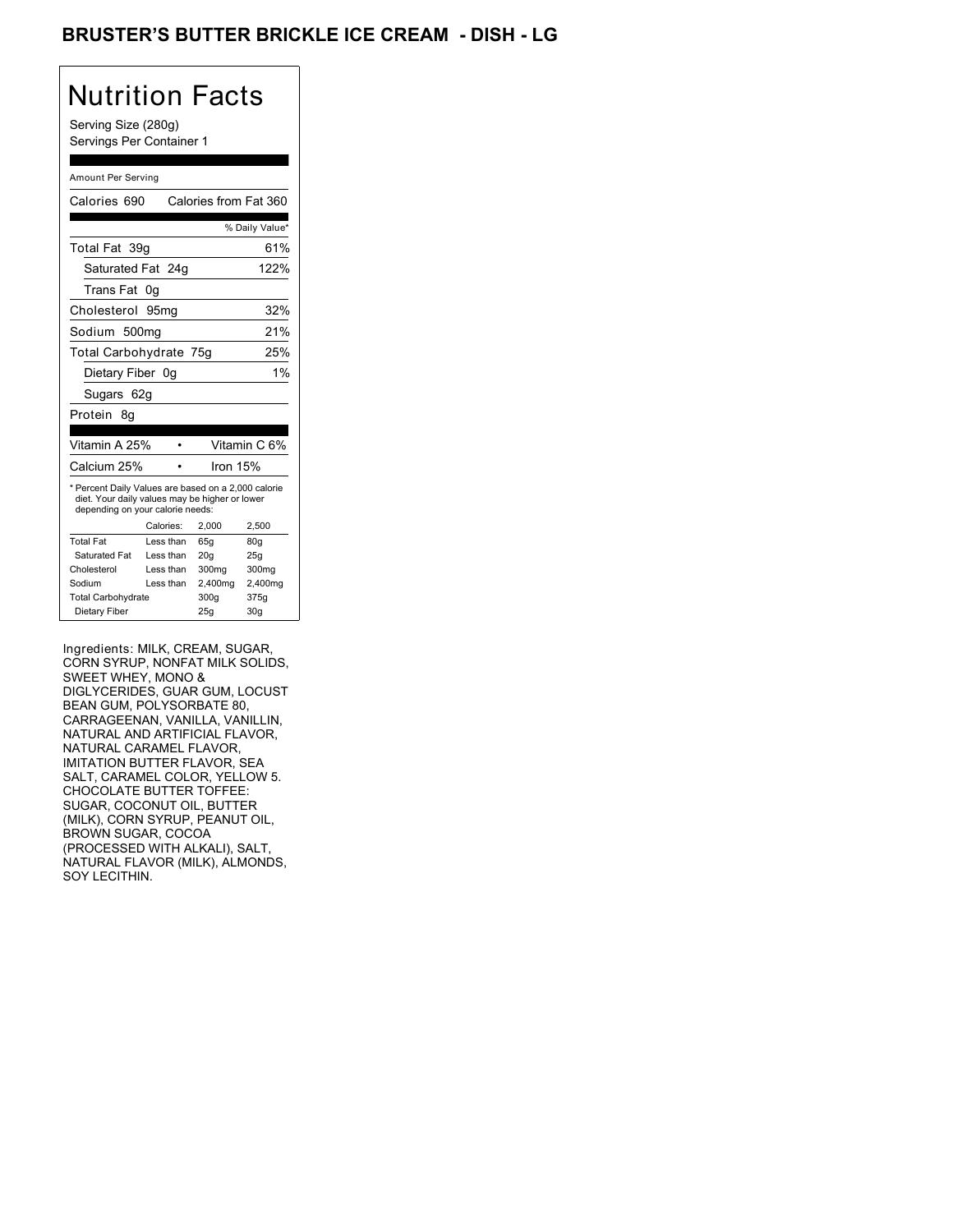# BRUSTER'S BUTTER BRICKLE ICE CREAM - DISH - LG

## Nutrition Facts

Serving Size (280g)
Servings Per Container 1

Amount Per Serving

Calories 690 Calories from Fat 360

| | % Daily Value* |
|---|---|
| Total Fat 39g | 61% |
| Saturated Fat 24g | 122% |
| Trans Fat 0g | |
| Cholesterol 95mg | 32% |
| Sodium 500mg | 21% |
| Total Carbohydrate 75g | 25% |
| Dietary Fiber 0g | 1% |
| Sugars 62g | |
| Protein 8g | |

| | |
|---|---|
| Vitamin A 25% | Vitamin C 6% |
| Calcium 25% | Iron 15% |

* Percent Daily Values are based on a 2,000 calorie diet. Your daily values may be higher or lower depending on your calorie needs:

| | Calories: | 2,000 | 2,500 |
|---|---|---|---|
| Total Fat | Less than | 65g | 80g |
| Saturated Fat | Less than | 20g | 25g |
| Cholesterol | Less than | 300mg | 300mg |
| Sodium | Less than | 2,400mg | 2,400mg |
| Total Carbohydrate | | 300g | 375g |
| Dietary Fiber | | 25g | 30g |

Ingredients: MILK, CREAM, SUGAR, CORN SYRUP, NONFAT MILK SOLIDS, SWEET WHEY, MONO & DIGLYCERIDES, GUAR GUM, LOCUST BEAN GUM, POLYSORBATE 80, CARRAGEENAN, VANILLA, VANILLIN, NATURAL AND ARTIFICIAL FLAVOR, NATURAL CARAMEL FLAVOR, IMITATION BUTTER FLAVOR, SEA SALT, CARAMEL COLOR, YELLOW 5. CHOCOLATE BUTTER TOFFEE: SUGAR, COCONUT OIL, BUTTER (MILK), CORN SYRUP, PEANUT OIL, BROWN SUGAR, COCOA (PROCESSED WITH ALKALI), SALT, NATURAL FLAVOR (MILK), ALMONDS, SOY LECITHIN.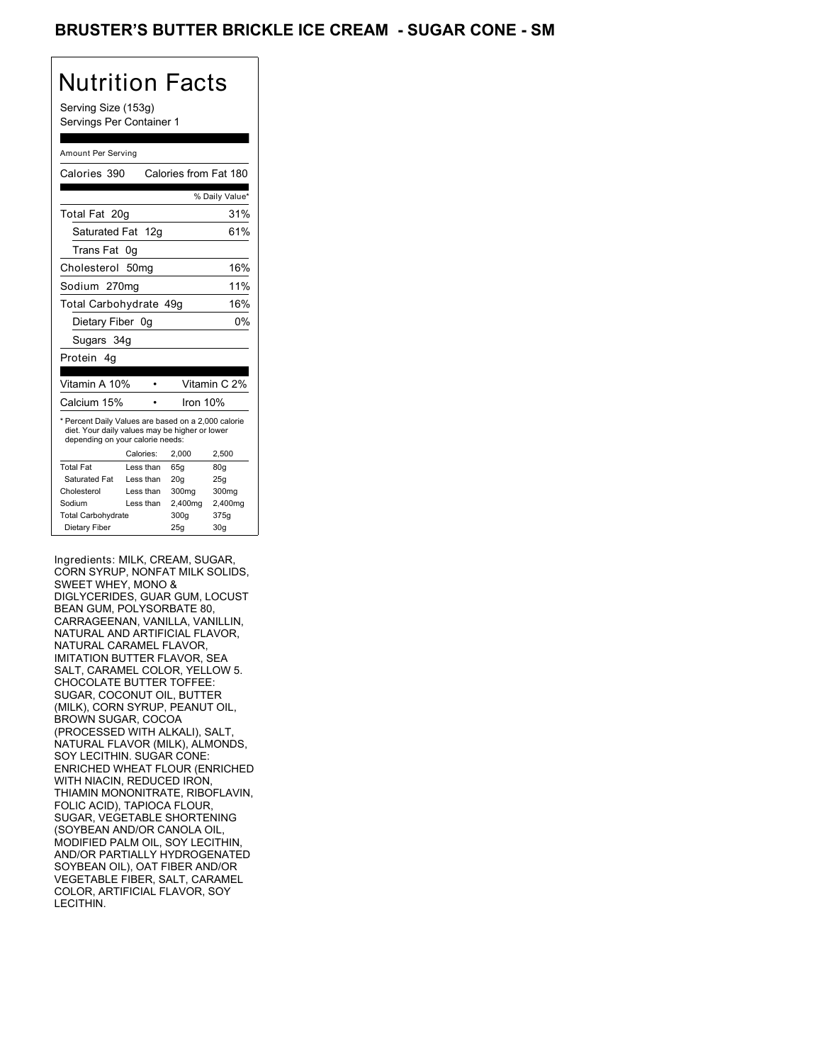## BRUSTER'S BUTTER BRICKLE ICE CREAM - SUGAR CONE - SM

# Nutrition Facts

Serving Size (153g)
Servings Per Container 1

Amount Per Serving

| Calories 390 | Calories from Fat 180 |
|---|---|
| | % Daily Value* |
| Total Fat 20g | 31% |
| Saturated Fat 12g | 61% |
| Trans Fat 0g | |
| Cholesterol 50mg | 16% |
| Sodium 270mg | 11% |
| Total Carbohydrate 49g | 16% |
| Dietary Fiber 0g | 0% |
| Sugars 34g | |
| Protein 4g | |

| Vitamin A 10% | • | Vitamin C 2% |
|---|---|---|
| Calcium 15% | • | Iron 10% |

* Percent Daily Values are based on a 2,000 calorie diet. Your daily values may be higher or lower depending on your calorie needs:

| | Calories: | 2,000 | 2,500 |
|---|---|---|---|
| Total Fat | Less than | 65g | 80g |
| Saturated Fat | Less than | 20g | 25g |
| Cholesterol | Less than | 300mg | 300mg |
| Sodium | Less than | 2,400mg | 2,400mg |
| Total Carbohydrate | | 300g | 375g |
| Dietary Fiber | | 25g | 30g |

Ingredients: MILK, CREAM, SUGAR, CORN SYRUP, NONFAT MILK SOLIDS, SWEET WHEY, MONO & DIGLYCERIDES, GUAR GUM, LOCUST BEAN GUM, POLYSORBATE 80, CARRAGEENAN, VANILLA, VANILLIN, NATURAL AND ARTIFICIAL FLAVOR, NATURAL CARAMEL FLAVOR, IMITATION BUTTER FLAVOR, SEA SALT, CARAMEL COLOR, YELLOW 5. CHOCOLATE BUTTER TOFFEE: SUGAR, COCONUT OIL, BUTTER (MILK), CORN SYRUP, PEANUT OIL, BROWN SUGAR, COCOA (PROCESSED WITH ALKALI), SALT, NATURAL FLAVOR (MILK), ALMONDS, SOY LECITHIN. SUGAR CONE: ENRICHED WHEAT FLOUR (ENRICHED WITH NIACIN, REDUCED IRON, THIAMIN MONONITRATE, RIBOFLAVIN, FOLIC ACID), TAPIOCA FLOUR, SUGAR, VEGETABLE SHORTENING (SOYBEAN AND/OR CANOLA OIL, MODIFIED PALM OIL, SOY LECITHIN, AND/OR PARTIALLY HYDROGENATED SOYBEAN OIL), OAT FIBER AND/OR VEGETABLE FIBER, SALT, CARAMEL COLOR, ARTIFICIAL FLAVOR, SOY LECITHIN.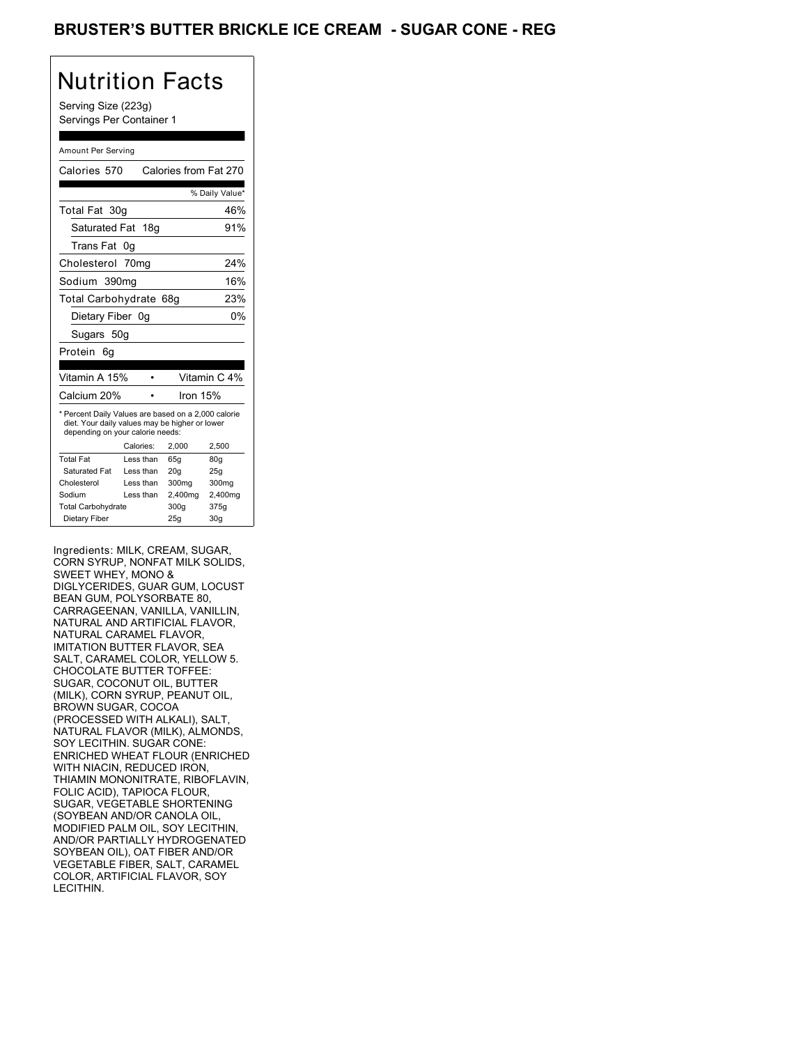# BRUSTER'S BUTTER BRICKLE ICE CREAM - SUGAR CONE - REG

## Nutrition Facts

Serving Size (223g)
Servings Per Container 1

Amount Per Serving

| | |
|---|---|
| Calories 570 | Calories from Fat 270 |
| | % Daily Value* |
| Total Fat 30g | 46% |
| Saturated Fat 18g | 91% |
| Trans Fat 0g | |
| Cholesterol 70mg | 24% |
| Sodium 390mg | 16% |
| Total Carbohydrate 68g | 23% |
| Dietary Fiber 0g | 0% |
| Sugars 50g | |
| Protein 6g | |

| | |
|---|---|
| Vitamin A 15% | Vitamin C 4% |
| Calcium 20% | Iron 15% |

* Percent Daily Values are based on a 2,000 calorie diet. Your daily values may be higher or lower depending on your calorie needs:

| | Calories: | 2,000 | 2,500 |
|---|---|---|---|
| Total Fat | Less than | 65g | 80g |
| Saturated Fat | Less than | 20g | 25g |
| Cholesterol | Less than | 300mg | 300mg |
| Sodium | Less than | 2,400mg | 2,400mg |
| Total Carbohydrate | | 300g | 375g |
| Dietary Fiber | | 25g | 30g |

Ingredients: MILK, CREAM, SUGAR, CORN SYRUP, NONFAT MILK SOLIDS, SWEET WHEY, MONO & DIGLYCERIDES, GUAR GUM, LOCUST BEAN GUM, POLYSORBATE 80, CARRAGEENAN, VANILLA, VANILLIN, NATURAL AND ARTIFICIAL FLAVOR, NATURAL CARAMEL FLAVOR, IMITATION BUTTER FLAVOR, SEA SALT, CARAMEL COLOR, YELLOW 5. CHOCOLATE BUTTER TOFFEE: SUGAR, COCONUT OIL, BUTTER (MILK), CORN SYRUP, PEANUT OIL, BROWN SUGAR, COCOA (PROCESSED WITH ALKALI), SALT, NATURAL FLAVOR (MILK), ALMONDS, SOY LECITHIN. SUGAR CONE: ENRICHED WHEAT FLOUR (ENRICHED WITH NIACIN, REDUCED IRON, THIAMIN MONONITRATE, RIBOFLAVIN, FOLIC ACID), TAPIOCA FLOUR, SUGAR, VEGETABLE SHORTENING (SOYBEAN AND/OR CANOLA OIL, MODIFIED PALM OIL, SOY LECITHIN, AND/OR PARTIALLY HYDROGENATED SOYBEAN OIL), OAT FIBER AND/OR VEGETABLE FIBER, SALT, CARAMEL COLOR, ARTIFICIAL FLAVOR, SOY LECITHIN.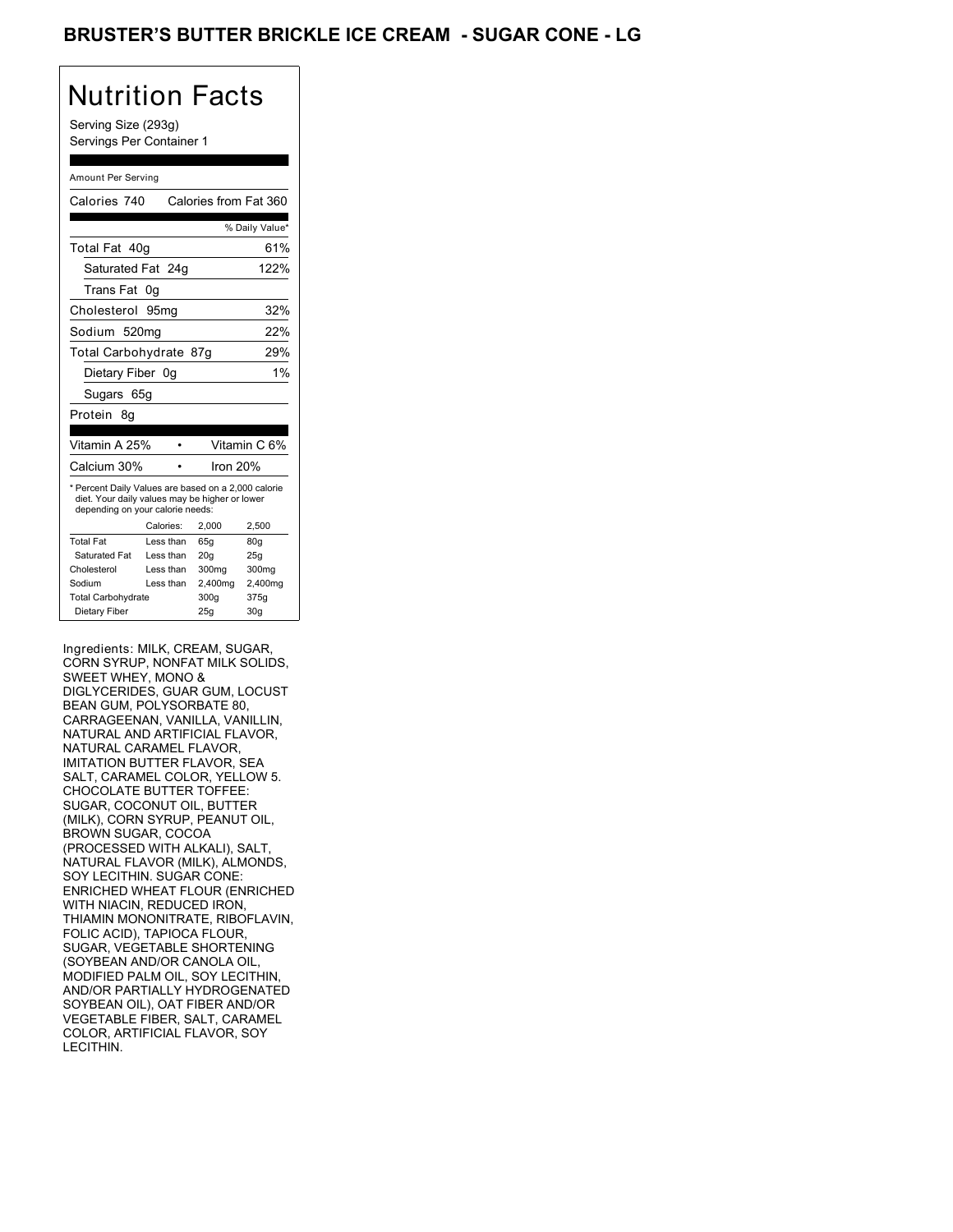# BRUSTER'S BUTTER BRICKLE ICE CREAM - SUGAR CONE - LG

## Nutrition Facts

Serving Size (293g)
Servings Per Container 1

Amount Per Serving

Calories 740 Calories from Fat 360

| | % Daily Value* |
|---|---|
| Total Fat 40g | 61% |
| Saturated Fat 24g | 122% |
| Trans Fat 0g | |
| Cholesterol 95mg | 32% |
| Sodium 520mg | 22% |
| Total Carbohydrate 87g | 29% |
| Dietary Fiber 0g | 1% |
| Sugars 65g | |
| Protein 8g | |

| | |
|---|---|
| Vitamin A 25% | Vitamin C 6% |
| Calcium 30% | Iron 20% |

* Percent Daily Values are based on a 2,000 calorie diet. Your daily values may be higher or lower depending on your calorie needs:

| | Calories: | 2,000 | 2,500 |
|---|---|---|---|
| Total Fat | Less than | 65g | 80g |
| Saturated Fat | Less than | 20g | 25g |
| Cholesterol | Less than | 300mg | 300mg |
| Sodium | Less than | 2,400mg | 2,400mg |
| Total Carbohydrate | | 300g | 375g |
| Dietary Fiber | | 25g | 30g |

Ingredients: MILK, CREAM, SUGAR, CORN SYRUP, NONFAT MILK SOLIDS, SWEET WHEY, MONO & DIGLYCERIDES, GUAR GUM, LOCUST BEAN GUM, POLYSORBATE 80, CARRAGEENAN, VANILLA, VANILLIN, NATURAL AND ARTIFICIAL FLAVOR, NATURAL CARAMEL FLAVOR, IMITATION BUTTER FLAVOR, SEA SALT, CARAMEL COLOR, YELLOW 5. CHOCOLATE BUTTER TOFFEE: SUGAR, COCONUT OIL, BUTTER (MILK), CORN SYRUP, PEANUT OIL, BROWN SUGAR, COCOA (PROCESSED WITH ALKALI), SALT, NATURAL FLAVOR (MILK), ALMONDS, SOY LECITHIN. SUGAR CONE: ENRICHED WHEAT FLOUR (ENRICHED WITH NIACIN, REDUCED IRON, THIAMIN MONONITRATE, RIBOFLAVIN, FOLIC ACID), TAPIOCA FLOUR, SUGAR, VEGETABLE SHORTENING (SOYBEAN AND/OR CANOLA OIL, MODIFIED PALM OIL, SOY LECITHIN, AND/OR PARTIALLY HYDROGENATED SOYBEAN OIL), OAT FIBER AND/OR VEGETABLE FIBER, SALT, CARAMEL COLOR, ARTIFICIAL FLAVOR, SOY LECITHIN.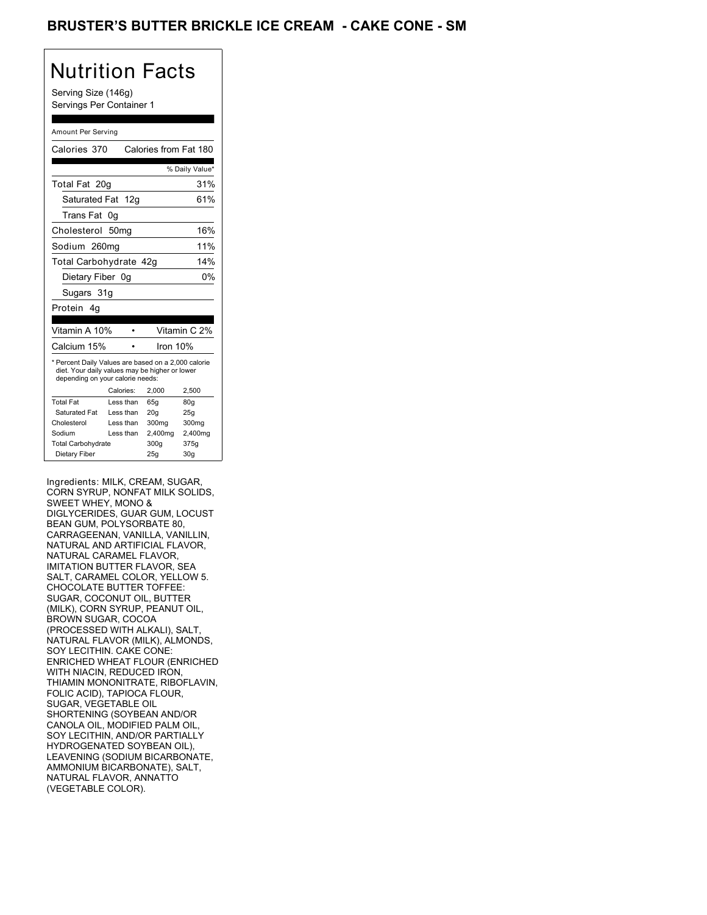# BRUSTER'S BUTTER BRICKLE ICE CREAM - CAKE CONE - SM

## Nutrition Facts

Serving Size (146g)
Servings Per Container 1

Amount Per Serving

Calories 370 Calories from Fat 180

| | % Daily Value* |
|---|---|
| Total Fat 20g | 31% |
| Saturated Fat 12g | 61% |
| Trans Fat 0g | |
| Cholesterol 50mg | 16% |
| Sodium 260mg | 11% |
| Total Carbohydrate 42g | 14% |
| Dietary Fiber 0g | 0% |
| Sugars 31g | |
| Protein 4g | |

| | |
|---|---|
| Vitamin A 10% | Vitamin C 2% |
| Calcium 15% | Iron 10% |

* Percent Daily Values are based on a 2,000 calorie diet. Your daily values may be higher or lower depending on your calorie needs:

| | Calories: | 2,000 | 2,500 |
|---|---|---|---|
| Total Fat | Less than | 65g | 80g |
| Saturated Fat | Less than | 20g | 25g |
| Cholesterol | Less than | 300mg | 300mg |
| Sodium | Less than | 2,400mg | 2,400mg |
| Total Carbohydrate | | 300g | 375g |
| Dietary Fiber | | 25g | 30g |

Ingredients: MILK, CREAM, SUGAR, CORN SYRUP, NONFAT MILK SOLIDS, SWEET WHEY, MONO & DIGLYCERIDES, GUAR GUM, LOCUST BEAN GUM, POLYSORBATE 80, CARRAGEENAN, VANILLA, VANILLIN, NATURAL AND ARTIFICIAL FLAVOR, NATURAL CARAMEL FLAVOR, IMITATION BUTTER FLAVOR, SEA SALT, CARAMEL COLOR, YELLOW 5. CHOCOLATE BUTTER TOFFEE: SUGAR, COCONUT OIL, BUTTER (MILK), CORN SYRUP, PEANUT OIL, BROWN SUGAR, COCOA (PROCESSED WITH ALKALI), SALT, NATURAL FLAVOR (MILK), ALMONDS, SOY LECITHIN. CAKE CONE: ENRICHED WHEAT FLOUR (ENRICHED WITH NIACIN, REDUCED IRON, THIAMIN MONONITRATE, RIBOFLAVIN, FOLIC ACID), TAPIOCA FLOUR, SUGAR, VEGETABLE OIL SHORTENING (SOYBEAN AND/OR CANOLA OIL, MODIFIED PALM OIL, SOY LECITHIN, AND/OR PARTIALLY HYDROGENATED SOYBEAN OIL), LEAVENING (SODIUM BICARBONATE, AMMONIUM BICARBONATE), SALT, NATURAL FLAVOR, ANNATTO (VEGETABLE COLOR).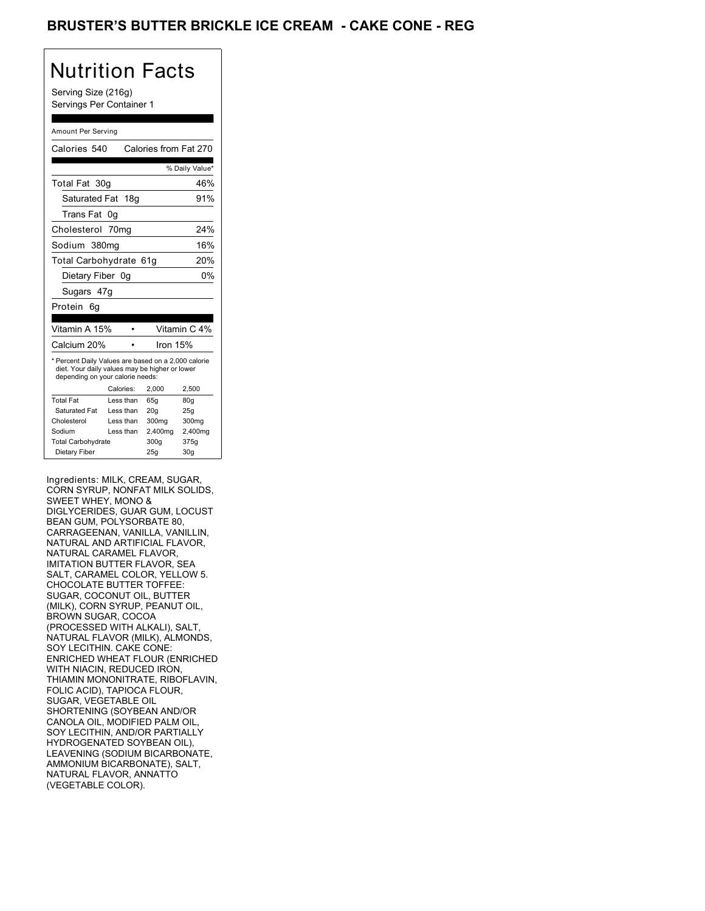# BRUSTER'S BUTTER BRICKLE ICE CREAM - CAKE CONE - REG

## Nutrition Facts

Serving Size (216g)
Servings Per Container 1

Amount Per Serving

Calories 540 Calories from Fat 270

| | % Daily Value* |
|---|---|
| Total Fat 30g | 46% |
| Saturated Fat 18g | 91% |
| Trans Fat 0g | |
| Cholesterol 70mg | 24% |
| Sodium 380mg | 16% |
| Total Carbohydrate 61g | 20% |
| Dietary Fiber 0g | 0% |
| Sugars 47g | |
| Protein 6g | |

| | | |
|---|---|---|
| Vitamin A 15% | • | Vitamin C 4% |
| Calcium 20% | • | Iron 15% |

* Percent Daily Values are based on a 2,000 calorie diet. Your daily values may be higher or lower depending on your calorie needs:

| | Calories: | 2,000 | 2,500 |
|---|---|---|---|
| Total Fat | Less than | 65g | 80g |
| Saturated Fat | Less than | 20g | 25g |
| Cholesterol | Less than | 300mg | 300mg |
| Sodium | Less than | 2,400mg | 2,400mg |
| Total Carbohydrate | | 300g | 375g |
| Dietary Fiber | | 25g | 30g |

Ingredients: MILK, CREAM, SUGAR, CORN SYRUP, NONFAT MILK SOLIDS, SWEET WHEY, MONO & DIGLYCERIDES, GUAR GUM, LOCUST BEAN GUM, POLYSORBATE 80, CARRAGEENAN, VANILLA, VANILLIN, NATURAL AND ARTIFICIAL FLAVOR, NATURAL CARAMEL FLAVOR, IMITATION BUTTER FLAVOR, SEA SALT, CARAMEL COLOR, YELLOW 5. CHOCOLATE BUTTER TOFFEE: SUGAR, COCONUT OIL, BUTTER (MILK), CORN SYRUP, PEANUT OIL, BROWN SUGAR, COCOA (PROCESSED WITH ALKALI), SALT, NATURAL FLAVOR (MILK), ALMONDS, SOY LECITHIN. CAKE CONE: ENRICHED WHEAT FLOUR (ENRICHED WITH NIACIN, REDUCED IRON, THIAMIN MONONITRATE, RIBOFLAVIN, FOLIC ACID), TAPIOCA FLOUR, SUGAR, VEGETABLE OIL SHORTENING (SOYBEAN AND/OR CANOLA OIL, MODIFIED PALM OIL, SOY LECITHIN, AND/OR PARTIALLY HYDROGENATED SOYBEAN OIL), LEAVENING (SODIUM BICARBONATE, AMMONIUM BICARBONATE), SALT, NATURAL FLAVOR, ANNATTO (VEGETABLE COLOR).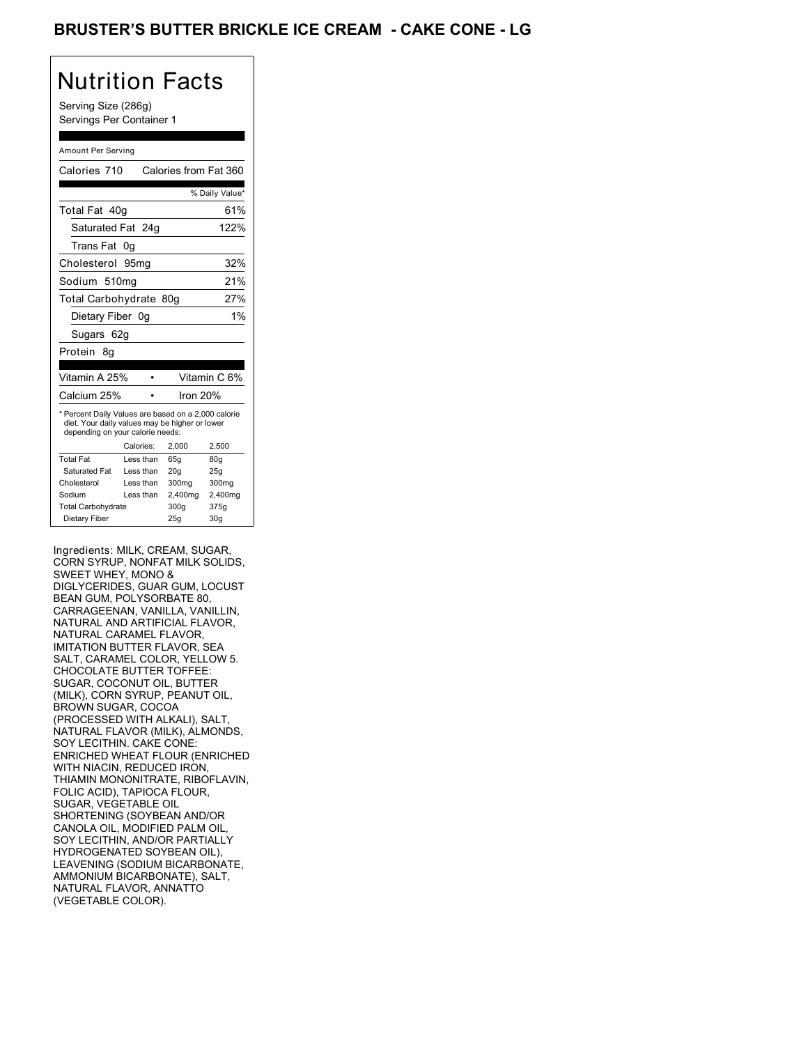# BRUSTER'S BUTTER BRICKLE ICE CREAM - CAKE CONE - LG

## Nutrition Facts

Serving Size (286g)
Servings Per Container 1

Amount Per Serving

Calories 710 | Calories from Fat 360

| | % Daily Value* |
|---|---|
| Total Fat 40g | 61% |
| Saturated Fat 24g | 122% |
| Trans Fat 0g | |
| Cholesterol 95mg | 32% |
| Sodium 510mg | 21% |
| Total Carbohydrate 80g | 27% |
| Dietary Fiber 0g | 1% |
| Sugars 62g | |
| Protein 8g | |

| | |
|---|---|
| Vitamin A 25% | Vitamin C 6% |
| Calcium 25% | Iron 20% |

* Percent Daily Values are based on a 2,000 calorie diet. Your daily values may be higher or lower depending on your calorie needs:

| | Calories: | 2,000 | 2,500 |
|---|---|---|---|
| Total Fat | Less than | 65g | 80g |
| Saturated Fat | Less than | 20g | 25g |
| Cholesterol | Less than | 300mg | 300mg |
| Sodium | Less than | 2,400mg | 2,400mg |
| Total Carbohydrate | | 300g | 375g |
| Dietary Fiber | | 25g | 30g |

Ingredients: MILK, CREAM, SUGAR, CORN SYRUP, NONFAT MILK SOLIDS, SWEET WHEY, MONO & DIGLYCERIDES, GUAR GUM, LOCUST BEAN GUM, POLYSORBATE 80, CARRAGEENAN, VANILLA, VANILLIN, NATURAL AND ARTIFICIAL FLAVOR, NATURAL CARAMEL FLAVOR, IMITATION BUTTER FLAVOR, SEA SALT, CARAMEL COLOR, YELLOW 5. CHOCOLATE BUTTER TOFFEE: SUGAR, COCONUT OIL, BUTTER (MILK), CORN SYRUP, PEANUT OIL, BROWN SUGAR, COCOA (PROCESSED WITH ALKALI), SALT, NATURAL FLAVOR (MILK), ALMONDS, SOY LECITHIN. CAKE CONE: ENRICHED WHEAT FLOUR (ENRICHED WITH NIACIN, REDUCED IRON, THIAMIN MONONITRATE, RIBOFLAVIN, FOLIC ACID), TAPIOCA FLOUR, SUGAR, VEGETABLE OIL SHORTENING (SOYBEAN AND/OR CANOLA OIL, MODIFIED PALM OIL, SOY LECITHIN, AND/OR PARTIALLY HYDROGENATED SOYBEAN OIL), LEAVENING (SODIUM BICARBONATE, AMMONIUM BICARBONATE), SALT, NATURAL FLAVOR, ANNATTO (VEGETABLE COLOR).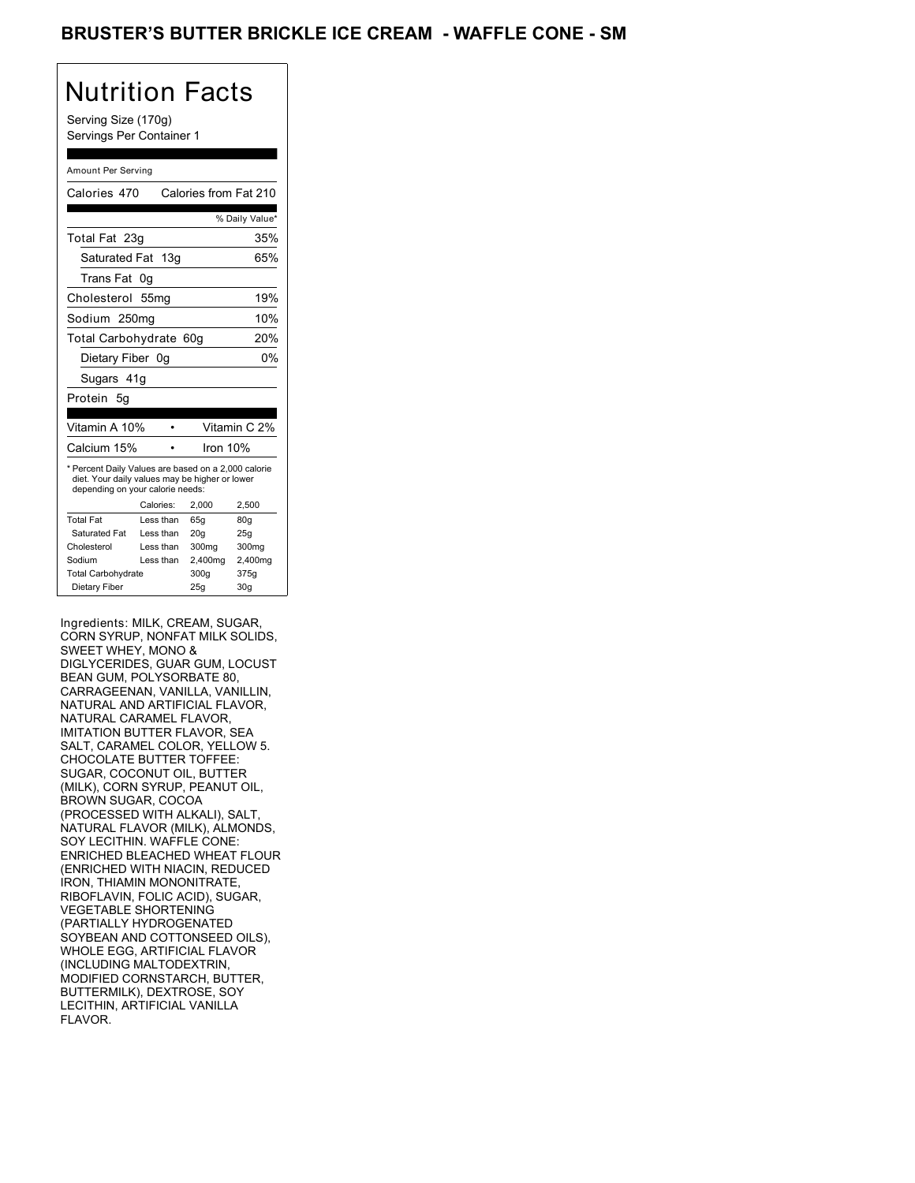# BRUSTER'S BUTTER BRICKLE ICE CREAM - WAFFLE CONE - SM

## Nutrition Facts

Serving Size (170g)
Servings Per Container 1

Amount Per Serving

Calories 470 Calories from Fat 210

| | % Daily Value* |
|---|---|
| Total Fat 23g | 35% |
| Saturated Fat 13g | 65% |
| Trans Fat 0g | |
| Cholesterol 55mg | 19% |
| Sodium 250mg | 10% |
| Total Carbohydrate 60g | 20% |
| Dietary Fiber 0g | 0% |
| Sugars 41g | |
| Protein 5g | |

| | |
|---|---|
| Vitamin A 10% | Vitamin C 2% |
| Calcium 15% | Iron 10% |

* Percent Daily Values are based on a 2,000 calorie diet. Your daily values may be higher or lower depending on your calorie needs:

| | Calories: | 2,000 | 2,500 |
|---|---|---|---|
| Total Fat | Less than | 65g | 80g |
| Saturated Fat | Less than | 20g | 25g |
| Cholesterol | Less than | 300mg | 300mg |
| Sodium | Less than | 2,400mg | 2,400mg |
| Total Carbohydrate | | 300g | 375g |
| Dietary Fiber | | 25g | 30g |

Ingredients: MILK, CREAM, SUGAR, CORN SYRUP, NONFAT MILK SOLIDS, SWEET WHEY, MONO & DIGLYCERIDES, GUAR GUM, LOCUST BEAN GUM, POLYSORBATE 80, CARRAGEENAN, VANILLA, VANILLIN, NATURAL AND ARTIFICIAL FLAVOR, NATURAL CARAMEL FLAVOR, IMITATION BUTTER FLAVOR, SEA SALT, CARAMEL COLOR, YELLOW 5. CHOCOLATE BUTTER TOFFEE: SUGAR, COCONUT OIL, BUTTER (MILK), CORN SYRUP, PEANUT OIL, BROWN SUGAR, COCOA (PROCESSED WITH ALKALI), SALT, NATURAL FLAVOR (MILK), ALMONDS, SOY LECITHIN. WAFFLE CONE: ENRICHED BLEACHED WHEAT FLOUR (ENRICHED WITH NIACIN, REDUCED IRON, THIAMIN MONONITRATE, RIBOFLAVIN, FOLIC ACID), SUGAR, VEGETABLE SHORTENING (PARTIALLY HYDROGENATED SOYBEAN AND COTTONSEED OILS), WHOLE EGG, ARTIFICIAL FLAVOR (INCLUDING MALTODEXTRIN, MODIFIED CORNSTARCH, BUTTER, BUTTERMILK), DEXTROSE, SOY LECITHIN, ARTIFICIAL VANILLA FLAVOR.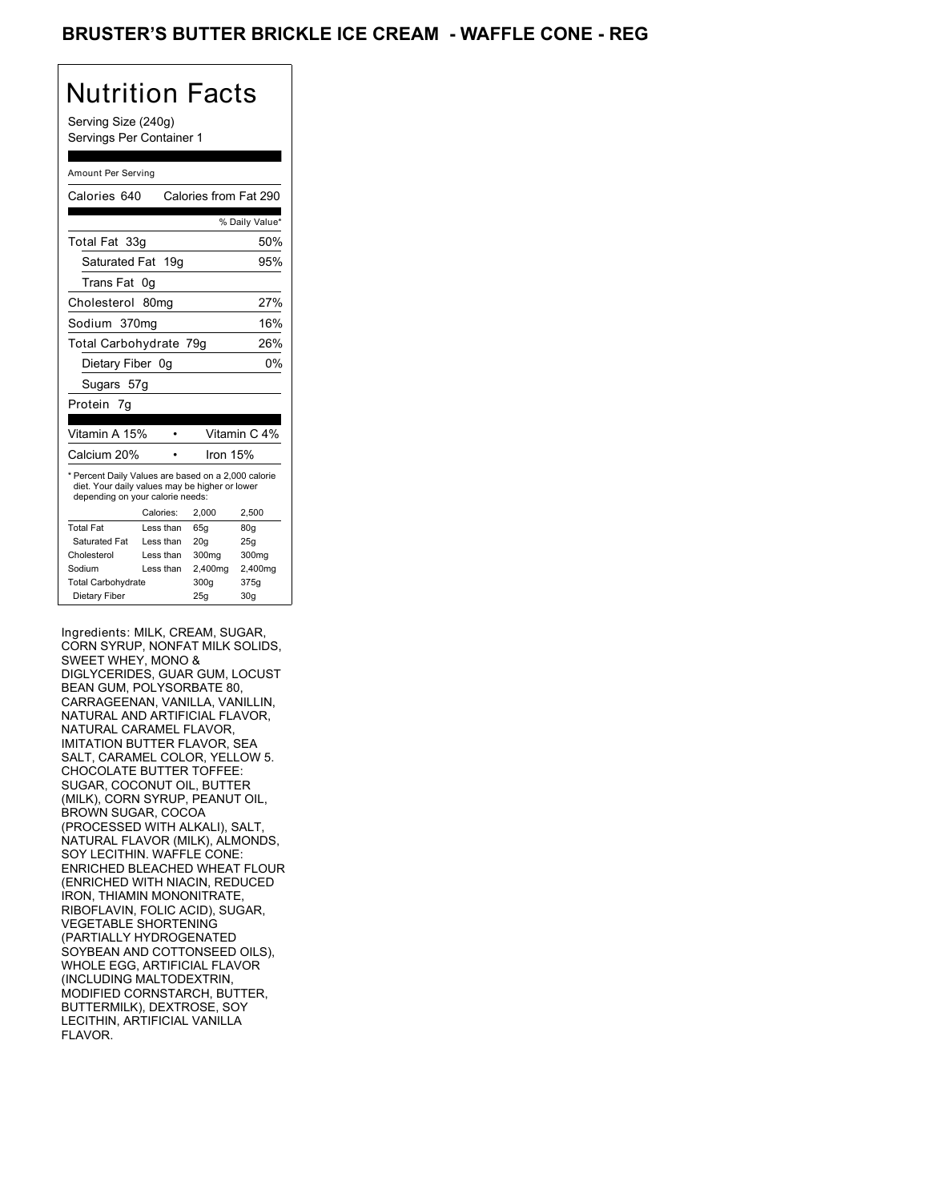# BRUSTER'S BUTTER BRICKLE ICE CREAM - WAFFLE CONE - REG

## Nutrition Facts

Serving Size (240g)
Servings Per Container 1

Amount Per Serving

| | |
|---|---|
| Calories 640 | Calories from Fat 290 |
| | % Daily Value* |
| Total Fat 33g | 50% |
| Saturated Fat 19g | 95% |
| Trans Fat 0g | |
| Cholesterol 80mg | 27% |
| Sodium 370mg | 16% |
| Total Carbohydrate 79g | 26% |
| Dietary Fiber 0g | 0% |
| Sugars 57g | |
| Protein 7g | |

| | |
|---|---|
| Vitamin A 15% | Vitamin C 4% |
| Calcium 20% | Iron 15% |

* Percent Daily Values are based on a 2,000 calorie diet. Your daily values may be higher or lower depending on your calorie needs:

| | Calories: | 2,000 | 2,500 |
|---|---|---|---|
| Total Fat | Less than | 65g | 80g |
| Saturated Fat | Less than | 20g | 25g |
| Cholesterol | Less than | 300mg | 300mg |
| Sodium | Less than | 2,400mg | 2,400mg |
| Total Carbohydrate | | 300g | 375g |
| Dietary Fiber | | 25g | 30g |

Ingredients: MILK, CREAM, SUGAR, CORN SYRUP, NONFAT MILK SOLIDS, SWEET WHEY, MONO & DIGLYCERIDES, GUAR GUM, LOCUST BEAN GUM, POLYSORBATE 80, CARRAGEENAN, VANILLA, VANILLIN, NATURAL AND ARTIFICIAL FLAVOR, NATURAL CARAMEL FLAVOR, IMITATION BUTTER FLAVOR, SEA SALT, CARAMEL COLOR, YELLOW 5. CHOCOLATE BUTTER TOFFEE: SUGAR, COCONUT OIL, BUTTER (MILK), CORN SYRUP, PEANUT OIL, BROWN SUGAR, COCOA (PROCESSED WITH ALKALI), SALT, NATURAL FLAVOR (MILK), ALMONDS, SOY LECITHIN. WAFFLE CONE: ENRICHED BLEACHED WHEAT FLOUR (ENRICHED WITH NIACIN, REDUCED IRON, THIAMIN MONONITRATE, RIBOFLAVIN, FOLIC ACID), SUGAR, VEGETABLE SHORTENING (PARTIALLY HYDROGENATED SOYBEAN AND COTTONSEED OILS), WHOLE EGG, ARTIFICIAL FLAVOR (INCLUDING MALTODEXTRIN, MODIFIED CORNSTARCH, BUTTER, BUTTERMILK), DEXTROSE, SOY LECITHIN, ARTIFICIAL VANILLA FLAVOR.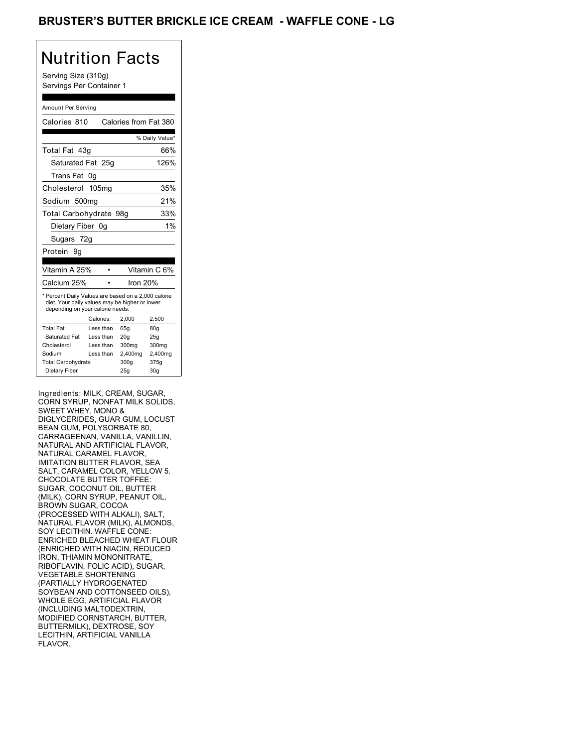# BRUSTER'S BUTTER BRICKLE ICE CREAM - WAFFLE CONE - LG

## Nutrition Facts

Serving Size (310g)
Servings Per Container 1

Amount Per Serving

Calories 810 Calories from Fat 380

| | % Daily Value* |
|---|---|
| Total Fat 43g | 66% |
| Saturated Fat 25g | 126% |
| Trans Fat 0g | |
| Cholesterol 105mg | 35% |
| Sodium 500mg | 21% |
| Total Carbohydrate 98g | 33% |
| Dietary Fiber 0g | 1% |
| Sugars 72g | |
| Protein 9g | |

| | |
|---|---|
| Vitamin A 25% | Vitamin C 6% |
| Calcium 25% | Iron 20% |

* Percent Daily Values are based on a 2,000 calorie diet. Your daily values may be higher or lower depending on your calorie needs:

| | Calories: | 2,000 | 2,500 |
|---|---|---|---|
| Total Fat | Less than | 65g | 80g |
| Saturated Fat | Less than | 20g | 25g |
| Cholesterol | Less than | 300mg | 300mg |
| Sodium | Less than | 2,400mg | 2,400mg |
| Total Carbohydrate | | 300g | 375g |
| Dietary Fiber | | 25g | 30g |

Ingredients: MILK, CREAM, SUGAR, CORN SYRUP, NONFAT MILK SOLIDS, SWEET WHEY, MONO & DIGLYCERIDES, GUAR GUM, LOCUST BEAN GUM, POLYSORBATE 80, CARRAGEENAN, VANILLA, VANILLIN, NATURAL AND ARTIFICIAL FLAVOR, NATURAL CARAMEL FLAVOR, IMITATION BUTTER FLAVOR, SEA SALT, CARAMEL COLOR, YELLOW 5. CHOCOLATE BUTTER TOFFEE: SUGAR, COCONUT OIL, BUTTER (MILK), CORN SYRUP, PEANUT OIL, BROWN SUGAR, COCOA (PROCESSED WITH ALKALI), SALT, NATURAL FLAVOR (MILK), ALMONDS, SOY LECITHIN. WAFFLE CONE: ENRICHED BLEACHED WHEAT FLOUR (ENRICHED WITH NIACIN, REDUCED IRON, THIAMIN MONONITRATE, RIBOFLAVIN, FOLIC ACID), SUGAR, VEGETABLE SHORTENING (PARTIALLY HYDROGENATED SOYBEAN AND COTTONSEED OILS), WHOLE EGG, ARTIFICIAL FLAVOR (INCLUDING MALTODEXTRIN, MODIFIED CORNSTARCH, BUTTER, BUTTERMILK), DEXTROSE, SOY LECITHIN, ARTIFICIAL VANILLA FLAVOR.